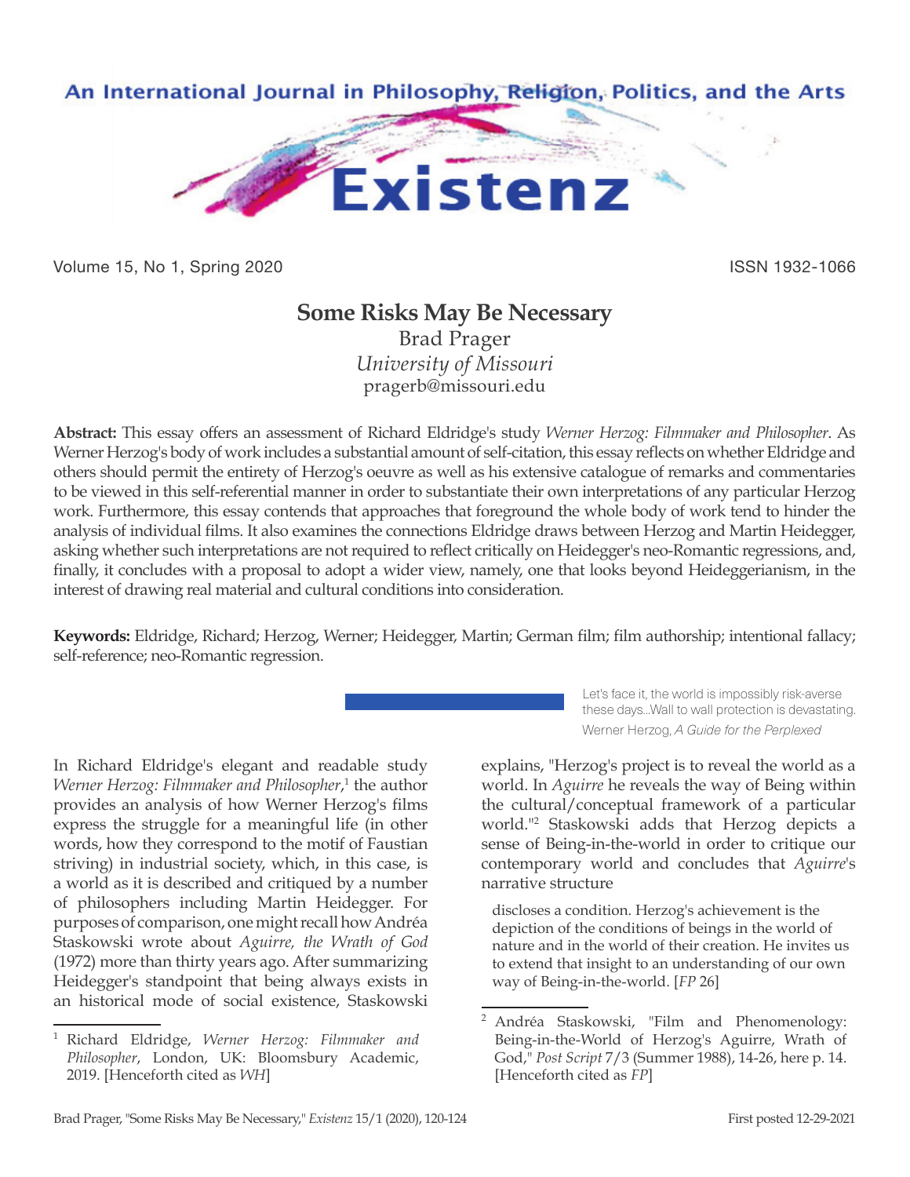# Some Risks May Be Necessary

Brad Prager
*University of Missouri*
pragerb@missouri.edu

**Abstract:** This essay offers an assessment of Richard Eldridge's study *Werner Herzog: Filmmaker and Philosopher*. As Werner Herzog's body of work includes a substantial amount of self-citation, this essay reflects on whether Eldridge and others should permit the entirety of Herzog's oeuvre as well as his extensive catalogue of remarks and commentaries to be viewed in this self-referential manner in order to substantiate their own interpretations of any particular Herzog work. Furthermore, this essay contends that approaches that foreground the whole body of work tend to hinder the analysis of individual films. It also examines the connections Eldridge draws between Herzog and Martin Heidegger, asking whether such interpretations are not required to reflect critically on Heidegger's neo-Romantic regressions, and, finally, it concludes with a proposal to adopt a wider view, namely, one that looks beyond Heideggerianism, in the interest of drawing real material and cultural conditions into consideration.

**Keywords:** Eldridge, Richard; Herzog, Werner; Heidegger, Martin; German film; film authorship; intentional fallacy; self-reference; neo-Romantic regression.

> Let's face it, the world is impossibly risk-averse these days...Wall to wall protection is devastating.
> Werner Herzog, *A Guide for the Perplexed*

In Richard Eldridge's elegant and readable study *Werner Herzog: Filmmaker and Philosopher*,[1] the author provides an analysis of how Werner Herzog's films express the struggle for a meaningful life (in other words, how they correspond to the motif of Faustian striving) in industrial society, which, in this case, is a world as it is described and critiqued by a number of philosophers including Martin Heidegger. For purposes of comparison, one might recall how Andréa Staskowski wrote about *Aguirre, the Wrath of God* (1972) more than thirty years ago. After summarizing Heidegger's standpoint that being always exists in an historical mode of social existence, Staskowski explains, "Herzog's project is to reveal the world as a world. In *Aguirre* he reveals the way of Being within the cultural/conceptual framework of a particular world."[2] Staskowski adds that Herzog depicts a sense of Being-in-the-world in order to critique our contemporary world and concludes that *Aguirre*'s narrative structure

> discloses a condition. Herzog's achievement is the depiction of the conditions of beings in the world of nature and in the world of their creation. He invites us to extend that insight to an understanding of our own way of Being-in-the-world. [*FP* 26]

---

[1] Richard Eldridge, *Werner Herzog: Filmmaker and Philosopher*, London, UK: Bloomsbury Academic, 2019. [Henceforth cited as *WH*]

[2] Andréa Staskowski, "Film and Phenomenology: Being-in-the-World of Herzog's Aguirre, Wrath of God," *Post Script* 7/3 (Summer 1988), 14-26, here p. 14. [Henceforth cited as *FP*]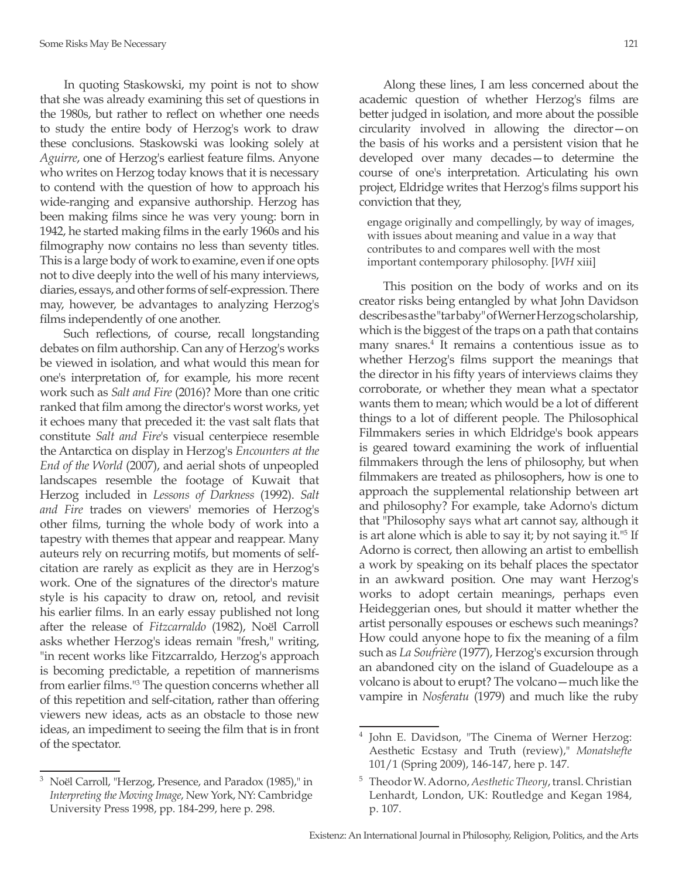In quoting Staskowski, my point is not to show that she was already examining this set of questions in the 1980s, but rather to reflect on whether one needs to study the entire body of Herzog's work to draw these conclusions. Staskowski was looking solely at *Aguirre*, one of Herzog's earliest feature films. Anyone who writes on Herzog today knows that it is necessary to contend with the question of how to approach his wide-ranging and expansive authorship. Herzog has been making films since he was very young: born in 1942, he started making films in the early 1960s and his filmography now contains no less than seventy titles. This is a large body of work to examine, even if one opts not to dive deeply into the well of his many interviews, diaries, essays, and other forms of self-expression. There may, however, be advantages to analyzing Herzog's films independently of one another.

Such reflections, of course, recall longstanding debates on film authorship. Can any of Herzog's works be viewed in isolation, and what would this mean for one's interpretation of, for example, his more recent work such as *Salt and Fire* (2016)? More than one critic ranked that film among the director's worst works, yet it echoes many that preceded it: the vast salt flats that constitute *Salt and Fire*'s visual centerpiece resemble the Antarctica on display in Herzog's *Encounters at the End of the World* (2007), and aerial shots of unpeopled landscapes resemble the footage of Kuwait that Herzog included in *Lessons of Darkness* (1992). *Salt and Fire* trades on viewers' memories of Herzog's other films, turning the whole body of work into a tapestry with themes that appear and reappear. Many auteurs rely on recurring motifs, but moments of self-citation are rarely as explicit as they are in Herzog's work. One of the signatures of the director's mature style is his capacity to draw on, retool, and revisit his earlier films. In an early essay published not long after the release of *Fitzcarraldo* (1982), Noël Carroll asks whether Herzog's ideas remain "fresh," writing, "in recent works like Fitzcarraldo, Herzog's approach is becoming predictable, a repetition of mannerisms from earlier films."[3] The question concerns whether all of this repetition and self-citation, rather than offering viewers new ideas, acts as an obstacle to those new ideas, an impediment to seeing the film that is in front of the spectator.

Along these lines, I am less concerned about the academic question of whether Herzog's films are better judged in isolation, and more about the possible circularity involved in allowing the director—on the basis of his works and a persistent vision that he developed over many decades—to determine the course of one's interpretation. Articulating his own project, Eldridge writes that Herzog's films support his conviction that they,

> engage originally and compellingly, by way of images, with issues about meaning and value in a way that contributes to and compares well with the most important contemporary philosophy. [*WH* xiii]

This position on the body of works and on its creator risks being entangled by what John Davidson describes as the "tar baby" of Werner Herzog scholarship, which is the biggest of the traps on a path that contains many snares.[4] It remains a contentious issue as to whether Herzog's films support the meanings that the director in his fifty years of interviews claims they corroborate, or whether they mean what a spectator wants them to mean; which would be a lot of different things to a lot of different people. The Philosophical Filmmakers series in which Eldridge's book appears is geared toward examining the work of influential filmmakers through the lens of philosophy, but when filmmakers are treated as philosophers, how is one to approach the supplemental relationship between art and philosophy? For example, take Adorno's dictum that "Philosophy says what art cannot say, although it is art alone which is able to say it; by not saying it."[5] If Adorno is correct, then allowing an artist to embellish a work by speaking on its behalf places the spectator in an awkward position. One may want Herzog's works to adopt certain meanings, perhaps even Heideggerian ones, but should it matter whether the artist personally espouses or eschews such meanings? How could anyone hope to fix the meaning of a film such as *La Soufrière* (1977), Herzog's excursion through an abandoned city on the island of Guadeloupe as a volcano is about to erupt? The volcano—much like the vampire in *Nosferatu* (1979) and much like the ruby

---

[3] Noël Carroll, "Herzog, Presence, and Paradox (1985)," in *Interpreting the Moving Image*, New York, NY: Cambridge University Press 1998, pp. 184-299, here p. 298.

[4] John E. Davidson, "The Cinema of Werner Herzog: Aesthetic Ecstasy and Truth (review)," *Monatshefte* 101/1 (Spring 2009), 146-147, here p. 147.

[5] Theodor W. Adorno, *Aesthetic Theory*, transl. Christian Lenhardt, London, UK: Routledge and Kegan 1984, p. 107.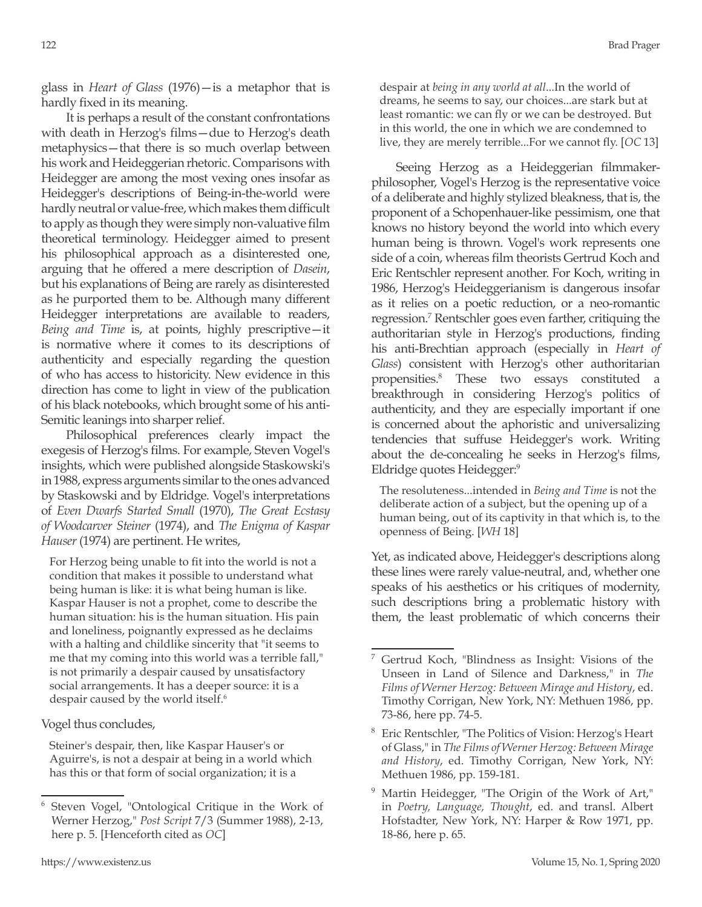glass in *Heart of Glass* (1976)—is a metaphor that is hardly fixed in its meaning.

It is perhaps a result of the constant confrontations with death in Herzog's films—due to Herzog's death metaphysics—that there is so much overlap between his work and Heideggerian rhetoric. Comparisons with Heidegger are among the most vexing ones insofar as Heidegger's descriptions of Being-in-the-world were hardly neutral or value-free, which makes them difficult to apply as though they were simply non-valuative film theoretical terminology. Heidegger aimed to present his philosophical approach as a disinterested one, arguing that he offered a mere description of *Dasein*, but his explanations of Being are rarely as disinterested as he purported them to be. Although many different Heidegger interpretations are available to readers, *Being and Time* is, at points, highly prescriptive—it is normative where it comes to its descriptions of authenticity and especially regarding the question of who has access to historicity. New evidence in this direction has come to light in view of the publication of his black notebooks, which brought some of his anti-Semitic leanings into sharper relief.

Philosophical preferences clearly impact the exegesis of Herzog's films. For example, Steven Vogel's insights, which were published alongside Staskowski's in 1988, express arguments similar to the ones advanced by Staskowski and by Eldridge. Vogel's interpretations of *Even Dwarfs Started Small* (1970), *The Great Ecstasy of Woodcarver Steiner* (1974), and *The Enigma of Kaspar Hauser* (1974) are pertinent. He writes,

> For Herzog being unable to fit into the world is not a condition that makes it possible to understand what being human is like: it is what being human is like. Kaspar Hauser is not a prophet, come to describe the human situation: his is the human situation. His pain and loneliness, poignantly expressed as he declaims with a halting and childlike sincerity that "it seems to me that my coming into this world was a terrible fall," is not primarily a despair caused by unsatisfactory social arrangements. It has a deeper source: it is a despair caused by the world itself.[6]

Vogel thus concludes,

> Steiner's despair, then, like Kaspar Hauser's or Aguirre's, is not a despair at being in a world which has this or that form of social organization; it is a despair at *being in any world at all*...In the world of dreams, he seems to say, our choices...are stark but at least romantic: we can fly or we can be destroyed. But in this world, the one in which we are condemned to live, they are merely terrible...For we cannot fly. [*OC* 13]

Seeing Herzog as a Heideggerian filmmaker-philosopher, Vogel's Herzog is the representative voice of a deliberate and highly stylized bleakness, that is, the proponent of a Schopenhauer-like pessimism, one that knows no history beyond the world into which every human being is thrown. Vogel's work represents one side of a coin, whereas film theorists Gertrud Koch and Eric Rentschler represent another. For Koch, writing in 1986, Herzog's Heideggerianism is dangerous insofar as it relies on a poetic reduction, or a neo-romantic regression.[7] Rentschler goes even farther, critiquing the authoritarian style in Herzog's productions, finding his anti-Brechtian approach (especially in *Heart of Glass*) consistent with Herzog's other authoritarian propensities.[8] These two essays constituted a breakthrough in considering Herzog's politics of authenticity, and they are especially important if one is concerned about the aphoristic and universalizing tendencies that suffuse Heidegger's work. Writing about the de-concealing he seeks in Herzog's films, Eldridge quotes Heidegger:[9]

> The resoluteness...intended in *Being and Time* is not the deliberate action of a subject, but the opening up of a human being, out of its captivity in that which is, to the openness of Being. [*WH* 18]

Yet, as indicated above, Heidegger's descriptions along these lines were rarely value-neutral, and, whether one speaks of his aesthetics or his critiques of modernity, such descriptions bring a problematic history with them, the least problematic of which concerns their

---

[6] Steven Vogel, "Ontological Critique in the Work of Werner Herzog," *Post Script* 7/3 (Summer 1988), 2-13, here p. 5. [Henceforth cited as *OC*]

[7] Gertrud Koch, "Blindness as Insight: Visions of the Unseen in Land of Silence and Darkness," in *The Films of Werner Herzog: Between Mirage and History*, ed. Timothy Corrigan, New York, NY: Methuen 1986, pp. 73-86, here pp. 74-5.

[8] Eric Rentschler, "The Politics of Vision: Herzog's Heart of Glass," in *The Films of Werner Herzog: Between Mirage and History*, ed. Timothy Corrigan, New York, NY: Methuen 1986, pp. 159-181.

[9] Martin Heidegger, "The Origin of the Work of Art," in *Poetry, Language, Thought*, ed. and transl. Albert Hofstadter, New York, NY: Harper & Row 1971, pp. 18-86, here p. 65.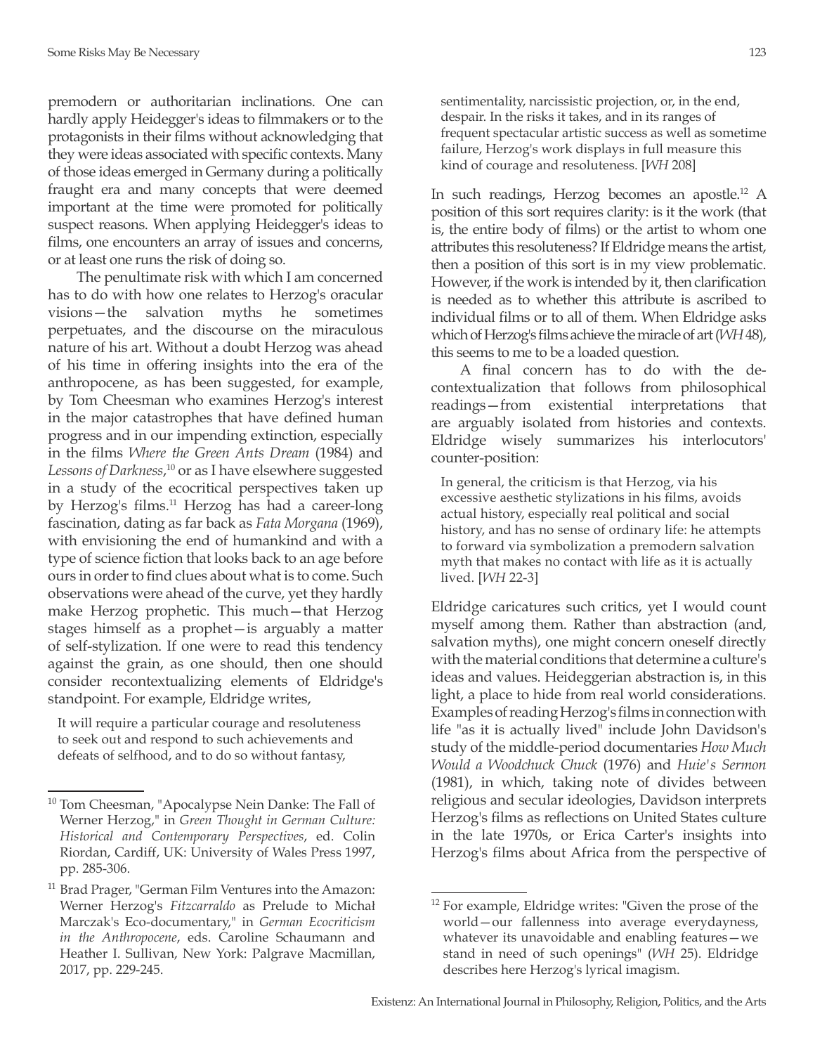premodern or authoritarian inclinations. One can hardly apply Heidegger's ideas to filmmakers or to the protagonists in their films without acknowledging that they were ideas associated with specific contexts. Many of those ideas emerged in Germany during a politically fraught era and many concepts that were deemed important at the time were promoted for politically suspect reasons. When applying Heidegger's ideas to films, one encounters an array of issues and concerns, or at least one runs the risk of doing so.

The penultimate risk with which I am concerned has to do with how one relates to Herzog's oracular visions—the salvation myths he sometimes perpetuates, and the discourse on the miraculous nature of his art. Without a doubt Herzog was ahead of his time in offering insights into the era of the anthropocene, as has been suggested, for example, by Tom Cheesman who examines Herzog's interest in the major catastrophes that have defined human progress and in our impending extinction, especially in the films *Where the Green Ants Dream* (1984) and *Lessons of Darkness*,[10] or as I have elsewhere suggested in a study of the ecocritical perspectives taken up by Herzog's films.[11] Herzog has had a career-long fascination, dating as far back as *Fata Morgana* (1969), with envisioning the end of humankind and with a type of science fiction that looks back to an age before ours in order to find clues about what is to come. Such observations were ahead of the curve, yet they hardly make Herzog prophetic. This much—that Herzog stages himself as a prophet—is arguably a matter of self-stylization. If one were to read this tendency against the grain, as one should, then one should consider recontextualizing elements of Eldridge's standpoint. For example, Eldridge writes,

> It will require a particular courage and resoluteness to seek out and respond to such achievements and defeats of selfhood, and to do so without fantasy, sentimentality, narcissistic projection, or, in the end, despair. In the risks it takes, and in its ranges of frequent spectacular artistic success as well as sometime failure, Herzog's work displays in full measure this kind of courage and resoluteness. [*WH* 208]

In such readings, Herzog becomes an apostle.[12] A position of this sort requires clarity: is it the work (that is, the entire body of films) or the artist to whom one attributes this resoluteness? If Eldridge means the artist, then a position of this sort is in my view problematic. However, if the work is intended by it, then clarification is needed as to whether this attribute is ascribed to individual films or to all of them. When Eldridge asks which of Herzog's films achieve the miracle of art (*WH* 48), this seems to me to be a loaded question.

A final concern has to do with the de-contextualization that follows from philosophical readings—from existential interpretations that are arguably isolated from histories and contexts. Eldridge wisely summarizes his interlocutors' counter-position:

> In general, the criticism is that Herzog, via his excessive aesthetic stylizations in his films, avoids actual history, especially real political and social history, and has no sense of ordinary life: he attempts to forward via symbolization a premodern salvation myth that makes no contact with life as it is actually lived. [*WH* 22-3]

Eldridge caricatures such critics, yet I would count myself among them. Rather than abstraction (and, salvation myths), one might concern oneself directly with the material conditions that determine a culture's ideas and values. Heideggerian abstraction is, in this light, a place to hide from real world considerations. Examples of reading Herzog's films in connection with life "as it is actually lived" include John Davidson's study of the middle-period documentaries *How Much Would a Woodchuck Chuck* (1976) and *Huie's Sermon* (1981), in which, taking note of divides between religious and secular ideologies, Davidson interprets Herzog's films as reflections on United States culture in the late 1970s, or Erica Carter's insights into Herzog's films about Africa from the perspective of

---

[10] Tom Cheesman, "Apocalypse Nein Danke: The Fall of Werner Herzog," in *Green Thought in German Culture: Historical and Contemporary Perspectives*, ed. Colin Riordan, Cardiff, UK: University of Wales Press 1997, pp. 285-306.

[11] Brad Prager, "German Film Ventures into the Amazon: Werner Herzog's *Fitzcarraldo* as Prelude to Michał Marczak's Eco-documentary," in *German Ecocriticism in the Anthropocene*, eds. Caroline Schaumann and Heather I. Sullivan, New York: Palgrave Macmillan, 2017, pp. 229-245.

[12] For example, Eldridge writes: "Given the prose of the world—our fallenness into average everydayness, whatever its unavoidable and enabling features—we stand in need of such openings" (*WH* 25). Eldridge describes here Herzog's lyrical imagism.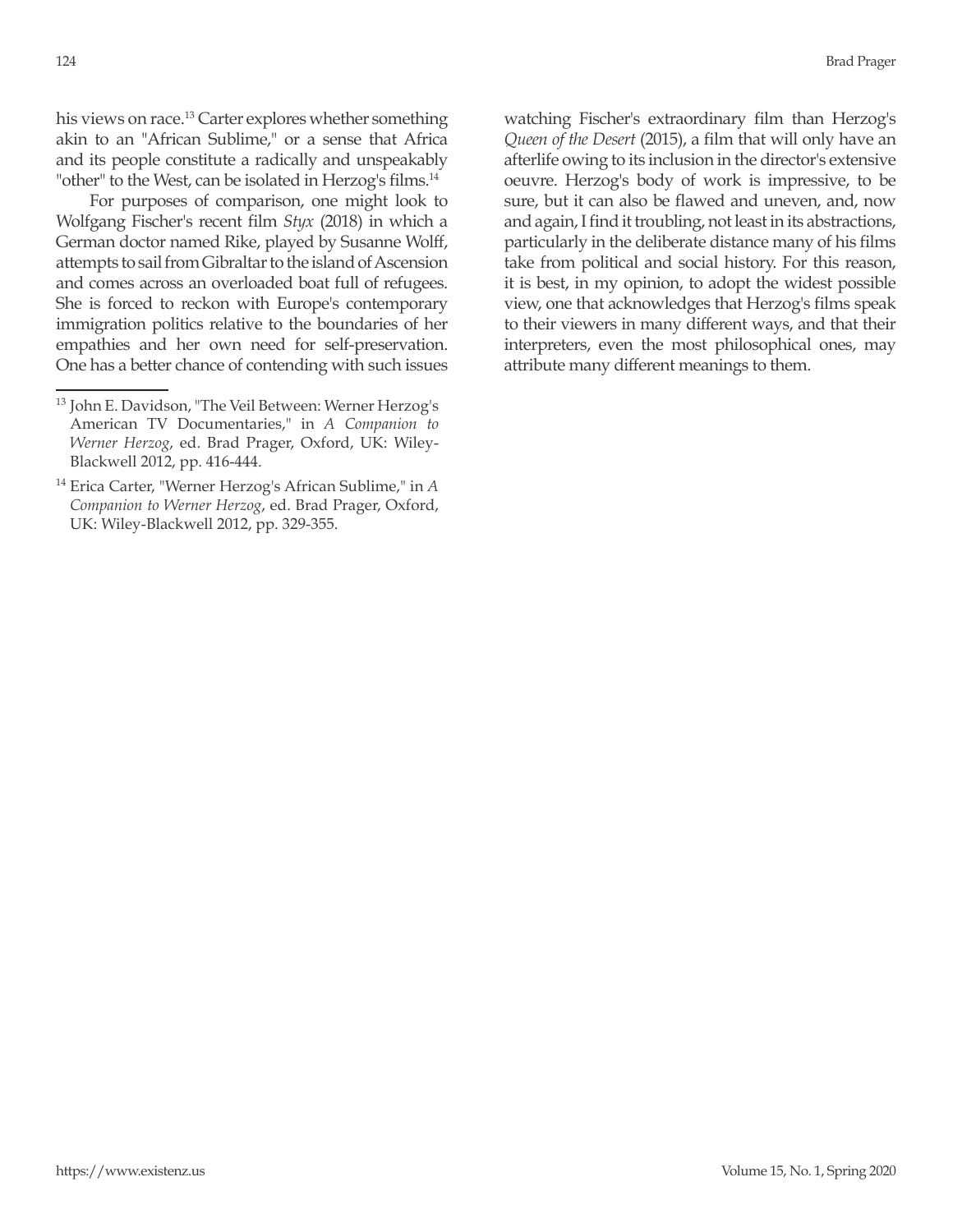his views on race.[13] Carter explores whether something akin to an "African Sublime," or a sense that Africa and its people constitute a radically and unspeakably "other" to the West, can be isolated in Herzog's films.[14]

For purposes of comparison, one might look to Wolfgang Fischer's recent film *Styx* (2018) in which a German doctor named Rike, played by Susanne Wolff, attempts to sail from Gibraltar to the island of Ascension and comes across an overloaded boat full of refugees. She is forced to reckon with Europe's contemporary immigration politics relative to the boundaries of her empathies and her own need for self-preservation. One has a better chance of contending with such issues watching Fischer's extraordinary film than Herzog's *Queen of the Desert* (2015), a film that will only have an afterlife owing to its inclusion in the director's extensive oeuvre. Herzog's body of work is impressive, to be sure, but it can also be flawed and uneven, and, now and again, I find it troubling, not least in its abstractions, particularly in the deliberate distance many of his films take from political and social history. For this reason, it is best, in my opinion, to adopt the widest possible view, one that acknowledges that Herzog's films speak to their viewers in many different ways, and that their interpreters, even the most philosophical ones, may attribute many different meanings to them.

---

[13] John E. Davidson, "The Veil Between: Werner Herzog's American TV Documentaries," in *A Companion to Werner Herzog*, ed. Brad Prager, Oxford, UK: Wiley-Blackwell 2012, pp. 416-444.

[14] Erica Carter, "Werner Herzog's African Sublime," in *A Companion to Werner Herzog*, ed. Brad Prager, Oxford, UK: Wiley-Blackwell 2012, pp. 329-355.